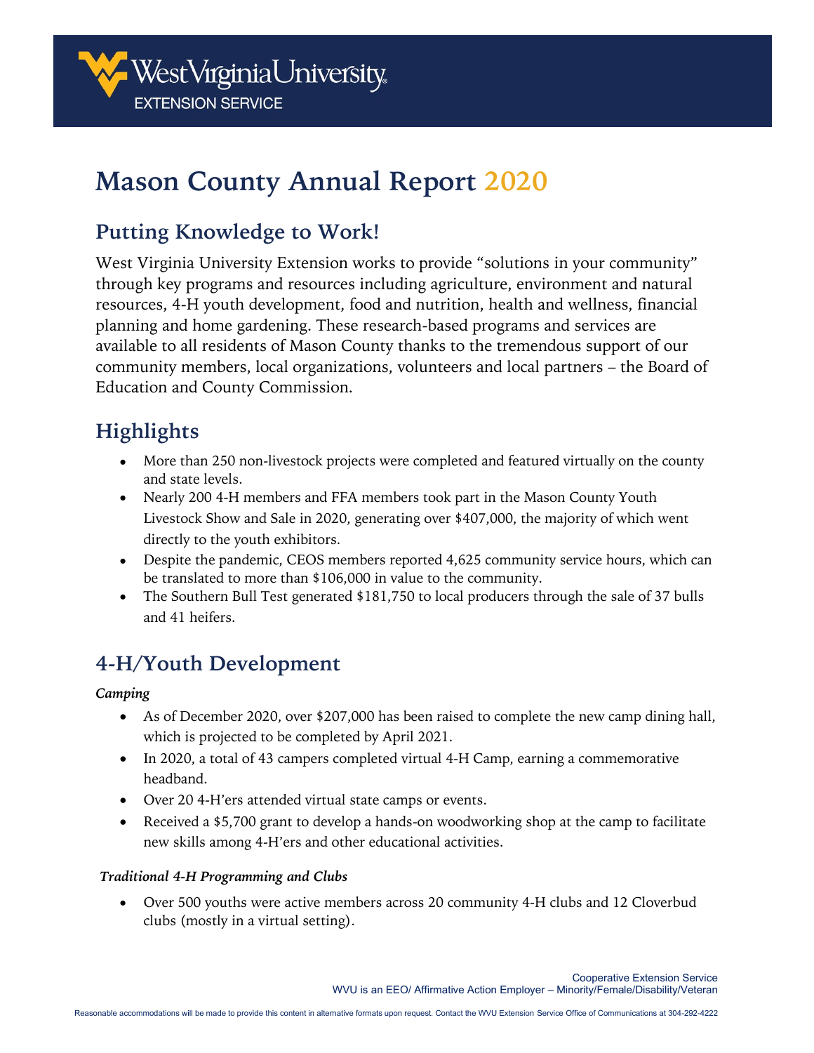West Virginia University EXTENSION SERVICE

# Mason County Annual Report 2020

## Putting Knowledge to Work!

West Virginia University Extension works to provide "solutions in your community" through key programs and resources including agriculture, environment and natural resources, 4-H youth development, food and nutrition, health and wellness, financial planning and home gardening. These research-based programs and services are available to all residents of Mason County thanks to the tremendous support of our community members, local organizations, volunteers and local partners – the Board of Education and County Commission.

## Highlights

- More than 250 non-livestock projects were completed and featured virtually on the county and state levels.
- Nearly 200 4-H members and FFA members took part in the Mason County Youth Livestock Show and Sale in 2020, generating over $407,000, the majority of which went directly to the youth exhibitors.
- Despite the pandemic, CEOS members reported 4,625 community service hours, which can be translated to more than $106,000 in value to the community.
- The Southern Bull Test generated $181,750 to local producers through the sale of 37 bulls and 41 heifers.

## 4-H/Youth Development

***Camping***

- As of December 2020, over $207,000 has been raised to complete the new camp dining hall, which is projected to be completed by April 2021.
- In 2020, a total of 43 campers completed virtual 4-H Camp, earning a commemorative headband.
- Over 20 4-H'ers attended virtual state camps or events.
- Received a $5,700 grant to develop a hands-on woodworking shop at the camp to facilitate new skills among 4-H'ers and other educational activities.

***Traditional 4-H Programming and Clubs***

- Over 500 youths were active members across 20 community 4-H clubs and 12 Cloverbud clubs (mostly in a virtual setting).

Cooperative Extension Service
WVU is an EEO/ Affirmative Action Employer – Minority/Female/Disability/Veteran

Reasonable accommodations will be made to provide this content in alternative formats upon request. Contact the WVU Extension Service Office of Communications at 304-292-4222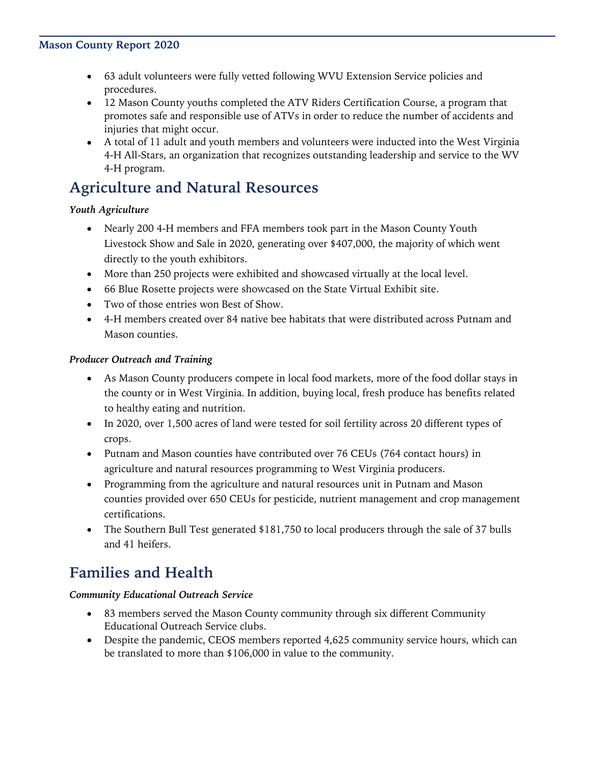- 63 adult volunteers were fully vetted following WVU Extension Service policies and procedures.
- 12 Mason County youths completed the ATV Riders Certification Course, a program that promotes safe and responsible use of ATVs in order to reduce the number of accidents and injuries that might occur.
- A total of 11 adult and youth members and volunteers were inducted into the West Virginia 4-H All-Stars, an organization that recognizes outstanding leadership and service to the WV 4-H program.

## Agriculture and Natural Resources

*Youth Agriculture*

- Nearly 200 4-H members and FFA members took part in the Mason County Youth Livestock Show and Sale in 2020, generating over $407,000, the majority of which went directly to the youth exhibitors.
- More than 250 projects were exhibited and showcased virtually at the local level.
- 66 Blue Rosette projects were showcased on the State Virtual Exhibit site.
- Two of those entries won Best of Show.
- 4-H members created over 84 native bee habitats that were distributed across Putnam and Mason counties.

*Producer Outreach and Training*

- As Mason County producers compete in local food markets, more of the food dollar stays in the county or in West Virginia. In addition, buying local, fresh produce has benefits related to healthy eating and nutrition.
- In 2020, over 1,500 acres of land were tested for soil fertility across 20 different types of crops.
- Putnam and Mason counties have contributed over 76 CEUs (764 contact hours) in agriculture and natural resources programming to West Virginia producers.
- Programming from the agriculture and natural resources unit in Putnam and Mason counties provided over 650 CEUs for pesticide, nutrient management and crop management certifications.
- The Southern Bull Test generated $181,750 to local producers through the sale of 37 bulls and 41 heifers.

## Families and Health

*Community Educational Outreach Service*

- 83 members served the Mason County community through six different Community Educational Outreach Service clubs.
- Despite the pandemic, CEOS members reported 4,625 community service hours, which can be translated to more than $106,000 in value to the community.